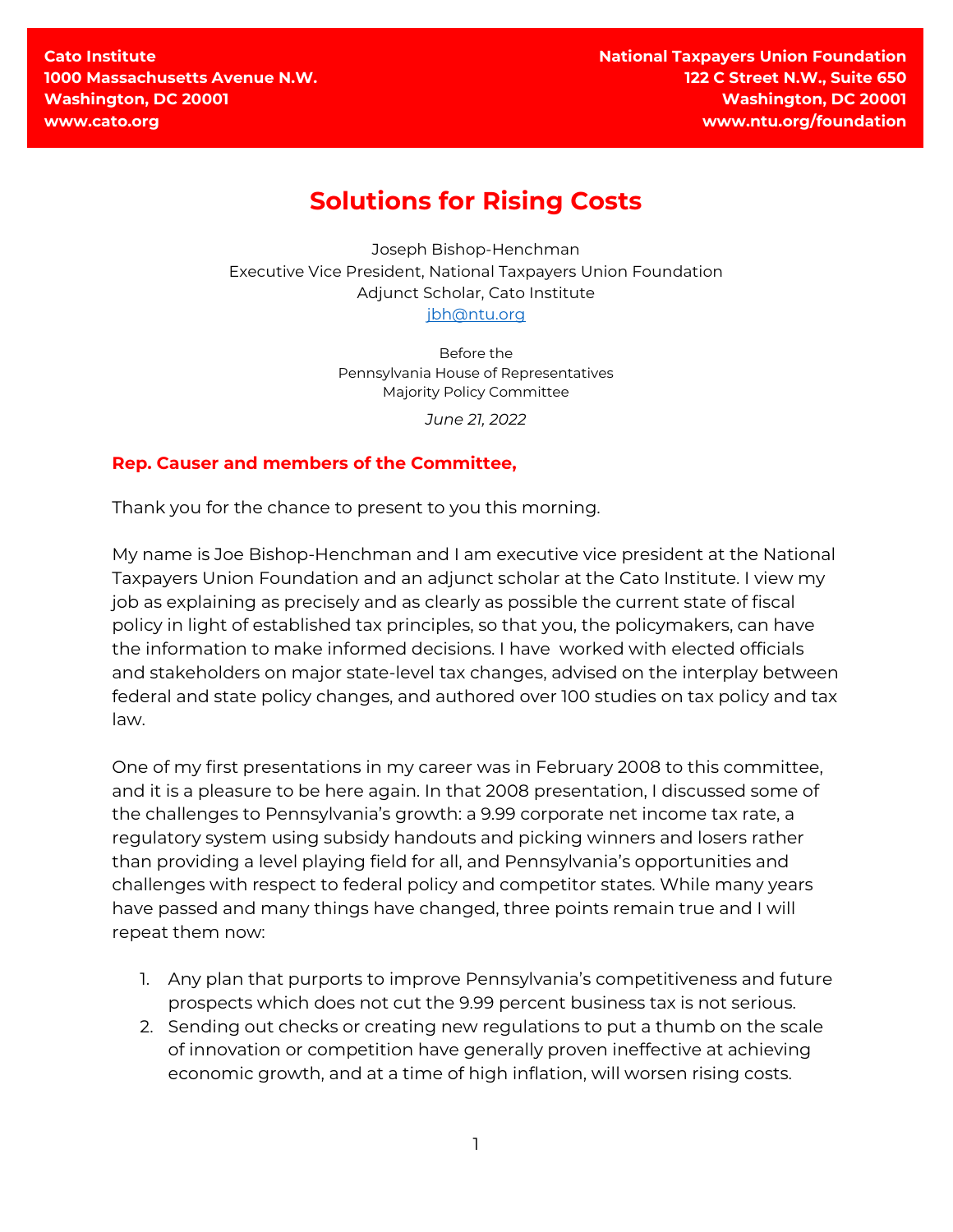**Cato Institute**
**1000 Massachusetts Avenue N.W.**
**Washington, DC 20001**
**www.cato.org**

**National Taxpayers Union Foundation**
**122 C Street N.W., Suite 650**
**Washington, DC 20001**
**www.ntu.org/foundation**

# Solutions for Rising Costs

Joseph Bishop-Henchman
Executive Vice President, National Taxpayers Union Foundation
Adjunct Scholar, Cato Institute
jbh@ntu.org

Before the
Pennsylvania House of Representatives
Majority Policy Committee

*June 21, 2022*

**Rep. Causer and members of the Committee,**

Thank you for the chance to present to you this morning.

My name is Joe Bishop-Henchman and I am executive vice president at the National Taxpayers Union Foundation and an adjunct scholar at the Cato Institute. I view my job as explaining as precisely and as clearly as possible the current state of fiscal policy in light of established tax principles, so that you, the policymakers, can have the information to make informed decisions. I have worked with elected officials and stakeholders on major state-level tax changes, advised on the interplay between federal and state policy changes, and authored over 100 studies on tax policy and tax law.

One of my first presentations in my career was in February 2008 to this committee, and it is a pleasure to be here again. In that 2008 presentation, I discussed some of the challenges to Pennsylvania's growth: a 9.99 corporate net income tax rate, a regulatory system using subsidy handouts and picking winners and losers rather than providing a level playing field for all, and Pennsylvania's opportunities and challenges with respect to federal policy and competitor states. While many years have passed and many things have changed, three points remain true and I will repeat them now:

1. Any plan that purports to improve Pennsylvania's competitiveness and future prospects which does not cut the 9.99 percent business tax is not serious.
2. Sending out checks or creating new regulations to put a thumb on the scale of innovation or competition have generally proven ineffective at achieving economic growth, and at a time of high inflation, will worsen rising costs.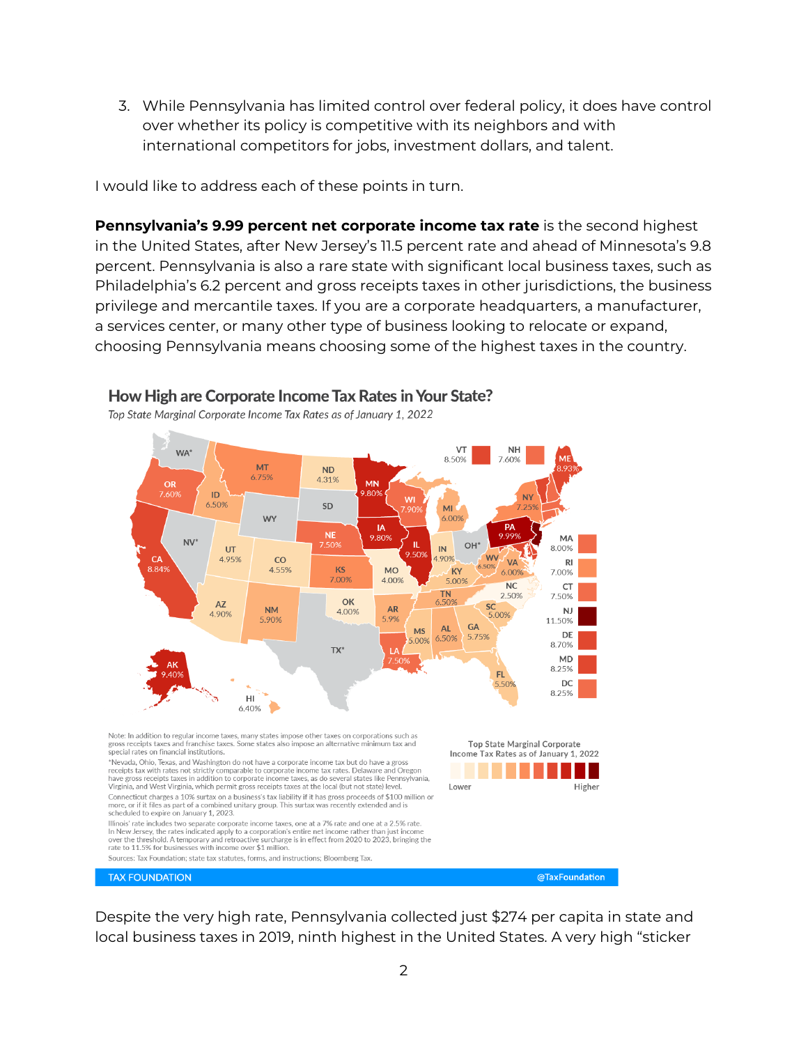3. While Pennsylvania has limited control over federal policy, it does have control over whether its policy is competitive with its neighbors and with international competitors for jobs, investment dollars, and talent.

I would like to address each of these points in turn.

**Pennsylvania's 9.99 percent net corporate income tax rate** is the second highest in the United States, after New Jersey's 11.5 percent rate and ahead of Minnesota's 9.8 percent. Pennsylvania is also a rare state with significant local business taxes, such as Philadelphia's 6.2 percent and gross receipts taxes in other jurisdictions, the business privilege and mercantile taxes. If you are a corporate headquarters, a manufacturer, a services center, or many other type of business looking to relocate or expand, choosing Pennsylvania means choosing some of the highest taxes in the country.

## How High are Corporate Income Tax Rates in Your State?

*Top State Marginal Corporate Income Tax Rates as of January 1, 2022*

| State | Rate | State | Rate | State | Rate |
|---|---|---|---|---|---|
| AK | 9.40% | LA | 7.50% | OH* | |
| AL | 6.50% | MA | 8.00% | OK | 4.00% |
| AR | 5.9% | MD | 8.25% | OR | 7.60% |
| AZ | 4.90% | ME | 8.93% | PA | 9.99% |
| CA | 8.84% | MI | 6.00% | RI | 7.00% |
| CO | 4.55% | MN | 9.80% | SC | 5.00% |
| CT | 7.50% | MO | 4.00% | SD | |
| DC | 8.25% | MS | 5.00% | TN | 6.50% |
| DE | 8.70% | MT | 6.75% | TX* | |
| FL | 5.50% | NC | 2.50% | UT | 4.95% |
| GA | 5.75% | ND | 4.31% | VA | 6.00% |
| HI | 6.40% | NE | 7.50% | VT | 8.50% |
| IA | 9.80% | NH | 7.60% | WA* | |
| ID | 6.50% | NJ | 11.50% | WI | 7.90% |
| IL | 9.50% | NM | 5.90% | WV | 6.50% |
| IN | 4.90% | NV* | | WY | |
| KS | 7.00% | NY | 7.25% | | |
| KY | 5.00% | | | | |

Top State Marginal Corporate Income Tax Rates as of January 1, 2022 (Lower – Higher)

Note: In addition to regular income taxes, many states impose other taxes on corporations such as gross receipts taxes and franchise taxes. Some states also impose an alternative minimum tax and special rates on financial institutions.

*Nevada, Ohio, Texas, and Washington do not have a corporate income tax but do have a gross receipts tax with rates not strictly comparable to corporate income tax rates. Delaware and Oregon have gross receipts taxes in addition to corporate income taxes, as do several states like Pennsylvania, Virginia, and West Virginia, which permit gross receipts taxes at the local (but not state) level.

Connecticut charges a 10% surtax on a business's tax liability if it has gross proceeds of $100 million or more, or if it files as part of a combined unitary group. This surtax was recently extended and is scheduled to expire on January 1, 2023.

Illinois' rate includes two separate corporate income taxes, one at a 7% rate and one at a 2.5% rate.
In New Jersey, the rates indicated apply to a corporation's entire net income rather than just income over the threshold. A temporary and retroactive surcharge is in effect from 2020 to 2023, bringing the rate to 11.5% for businesses with income over $1 million.

Sources: Tax Foundation; state tax statutes, forms, and instructions; Bloomberg Tax.

TAX FOUNDATION @TaxFoundation

Despite the very high rate, Pennsylvania collected just $274 per capita in state and local business taxes in 2019, ninth highest in the United States. A very high "sticker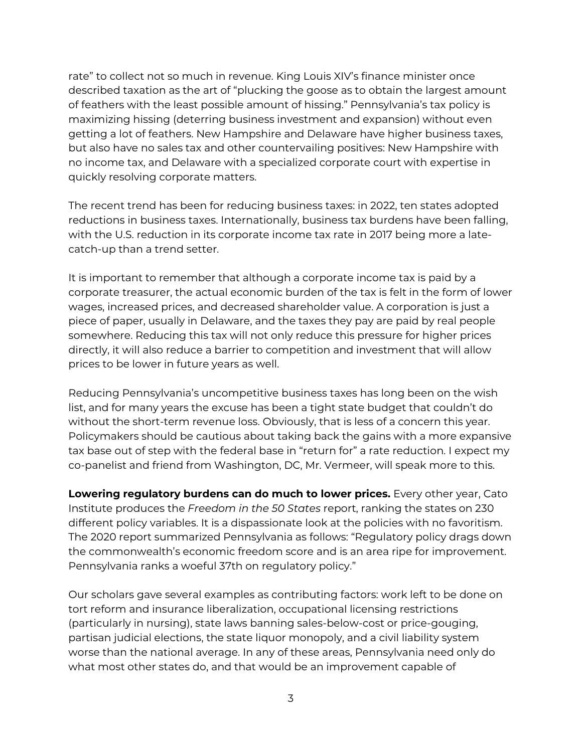rate" to collect not so much in revenue. King Louis XIV's finance minister once described taxation as the art of "plucking the goose as to obtain the largest amount of feathers with the least possible amount of hissing." Pennsylvania's tax policy is maximizing hissing (deterring business investment and expansion) without even getting a lot of feathers. New Hampshire and Delaware have higher business taxes, but also have no sales tax and other countervailing positives: New Hampshire with no income tax, and Delaware with a specialized corporate court with expertise in quickly resolving corporate matters.

The recent trend has been for reducing business taxes: in 2022, ten states adopted reductions in business taxes. Internationally, business tax burdens have been falling, with the U.S. reduction in its corporate income tax rate in 2017 being more a late-catch-up than a trend setter.

It is important to remember that although a corporate income tax is paid by a corporate treasurer, the actual economic burden of the tax is felt in the form of lower wages, increased prices, and decreased shareholder value. A corporation is just a piece of paper, usually in Delaware, and the taxes they pay are paid by real people somewhere. Reducing this tax will not only reduce this pressure for higher prices directly, it will also reduce a barrier to competition and investment that will allow prices to be lower in future years as well.

Reducing Pennsylvania's uncompetitive business taxes has long been on the wish list, and for many years the excuse has been a tight state budget that couldn't do without the short-term revenue loss. Obviously, that is less of a concern this year. Policymakers should be cautious about taking back the gains with a more expansive tax base out of step with the federal base in "return for" a rate reduction. I expect my co-panelist and friend from Washington, DC, Mr. Vermeer, will speak more to this.

**Lowering regulatory burdens can do much to lower prices.** Every other year, Cato Institute produces the *Freedom in the 50 States* report, ranking the states on 230 different policy variables. It is a dispassionate look at the policies with no favoritism. The 2020 report summarized Pennsylvania as follows: "Regulatory policy drags down the commonwealth's economic freedom score and is an area ripe for improvement. Pennsylvania ranks a woeful 37th on regulatory policy."

Our scholars gave several examples as contributing factors: work left to be done on tort reform and insurance liberalization, occupational licensing restrictions (particularly in nursing), state laws banning sales-below-cost or price-gouging, partisan judicial elections, the state liquor monopoly, and a civil liability system worse than the national average. In any of these areas, Pennsylvania need only do what most other states do, and that would be an improvement capable of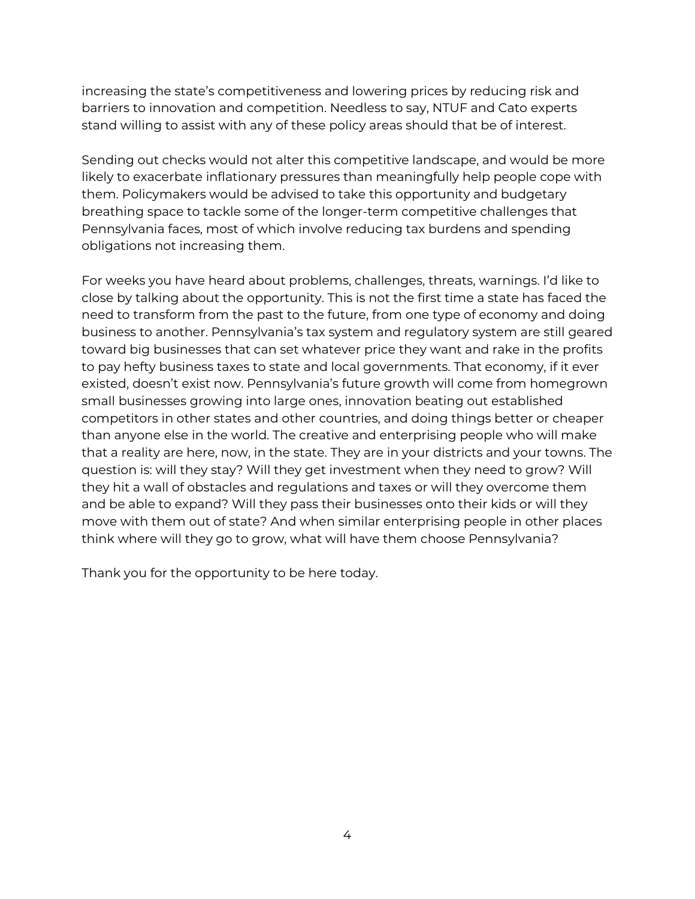increasing the state's competitiveness and lowering prices by reducing risk and barriers to innovation and competition. Needless to say, NTUF and Cato experts stand willing to assist with any of these policy areas should that be of interest.

Sending out checks would not alter this competitive landscape, and would be more likely to exacerbate inflationary pressures than meaningfully help people cope with them. Policymakers would be advised to take this opportunity and budgetary breathing space to tackle some of the longer-term competitive challenges that Pennsylvania faces, most of which involve reducing tax burdens and spending obligations not increasing them.

For weeks you have heard about problems, challenges, threats, warnings. I'd like to close by talking about the opportunity. This is not the first time a state has faced the need to transform from the past to the future, from one type of economy and doing business to another. Pennsylvania's tax system and regulatory system are still geared toward big businesses that can set whatever price they want and rake in the profits to pay hefty business taxes to state and local governments. That economy, if it ever existed, doesn't exist now. Pennsylvania's future growth will come from homegrown small businesses growing into large ones, innovation beating out established competitors in other states and other countries, and doing things better or cheaper than anyone else in the world. The creative and enterprising people who will make that a reality are here, now, in the state. They are in your districts and your towns. The question is: will they stay? Will they get investment when they need to grow? Will they hit a wall of obstacles and regulations and taxes or will they overcome them and be able to expand? Will they pass their businesses onto their kids or will they move with them out of state? And when similar enterprising people in other places think where will they go to grow, what will have them choose Pennsylvania?

Thank you for the opportunity to be here today.